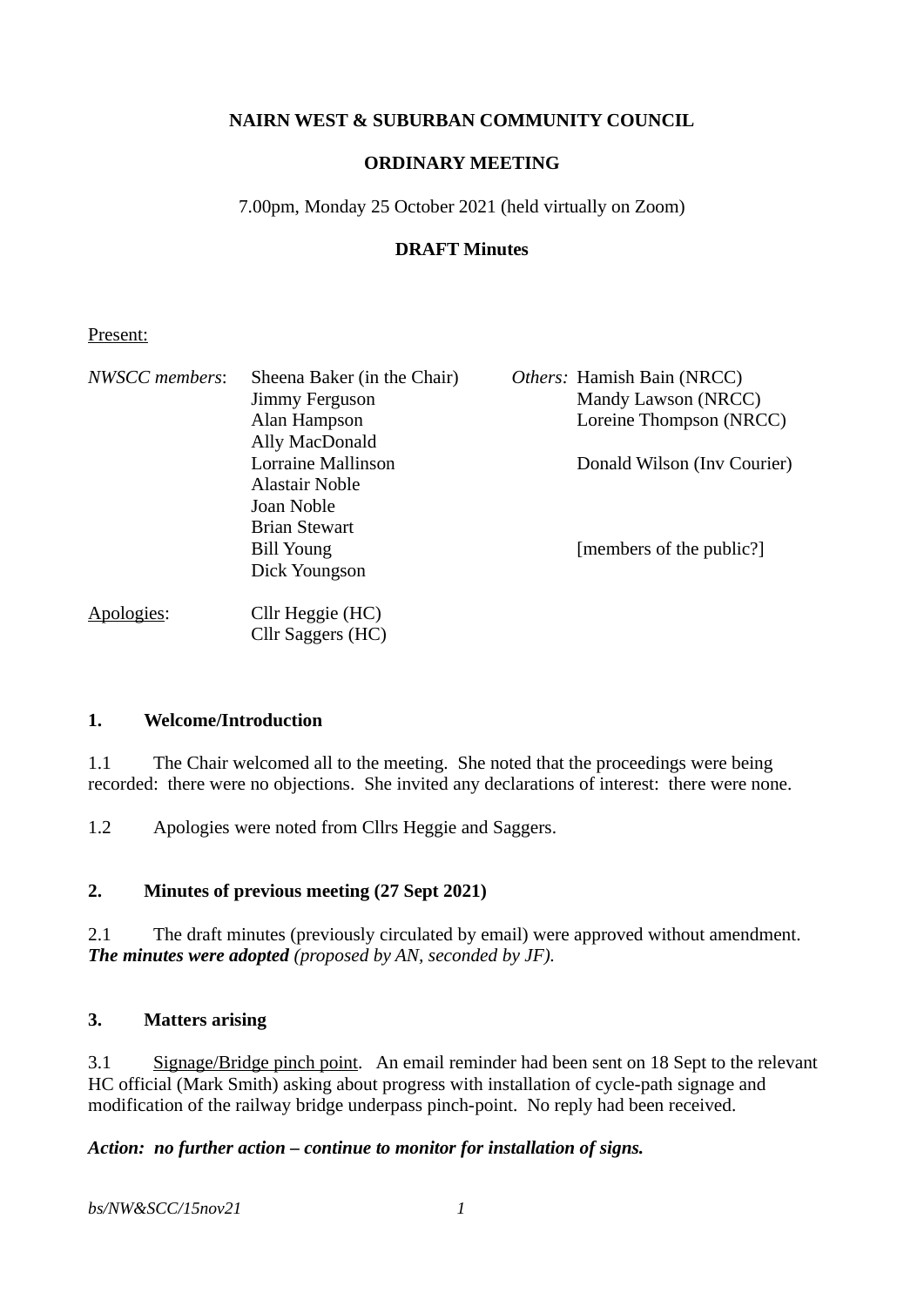**NAIRN WEST & SUBURBAN COMMUNITY COUNCIL**

**ORDINARY MEETING**

7.00pm, Monday 25 October 2021 (held virtually on Zoom)

**DRAFT Minutes**

Present:

| | | | |
|---|---|---|---|
| *NWSCC members*: | Sheena Baker (in the Chair) | *Others:* | Hamish Bain (NRCC) |
| | Jimmy Ferguson | | Mandy Lawson (NRCC) |
| | Alan Hampson | | Loreine Thompson (NRCC) |
| | Ally MacDonald | | |
| | Lorraine Mallinson | | Donald Wilson (Inv Courier) |
| | Alastair Noble | | |
| | Joan Noble | | |
| | Brian Stewart | | |
| | Bill Young | | [members of the public?] |
| | Dick Youngson | | |

Apologies: Cllr Heggie (HC)
Cllr Saggers (HC)

## 1. Welcome/Introduction

1.1 The Chair welcomed all to the meeting. She noted that the proceedings were being recorded: there were no objections. She invited any declarations of interest: there were none.

1.2 Apologies were noted from Cllrs Heggie and Saggers.

## 2. Minutes of previous meeting (27 Sept 2021)

2.1 The draft minutes (previously circulated by email) were approved without amendment. ***The minutes were adopted*** *(proposed by AN, seconded by JF).*

## 3. Matters arising

3.1 Signage/Bridge pinch point. An email reminder had been sent on 18 Sept to the relevant HC official (Mark Smith) asking about progress with installation of cycle-path signage and modification of the railway bridge underpass pinch-point. No reply had been received.

***Action: no further action – continue to monitor for installation of signs.***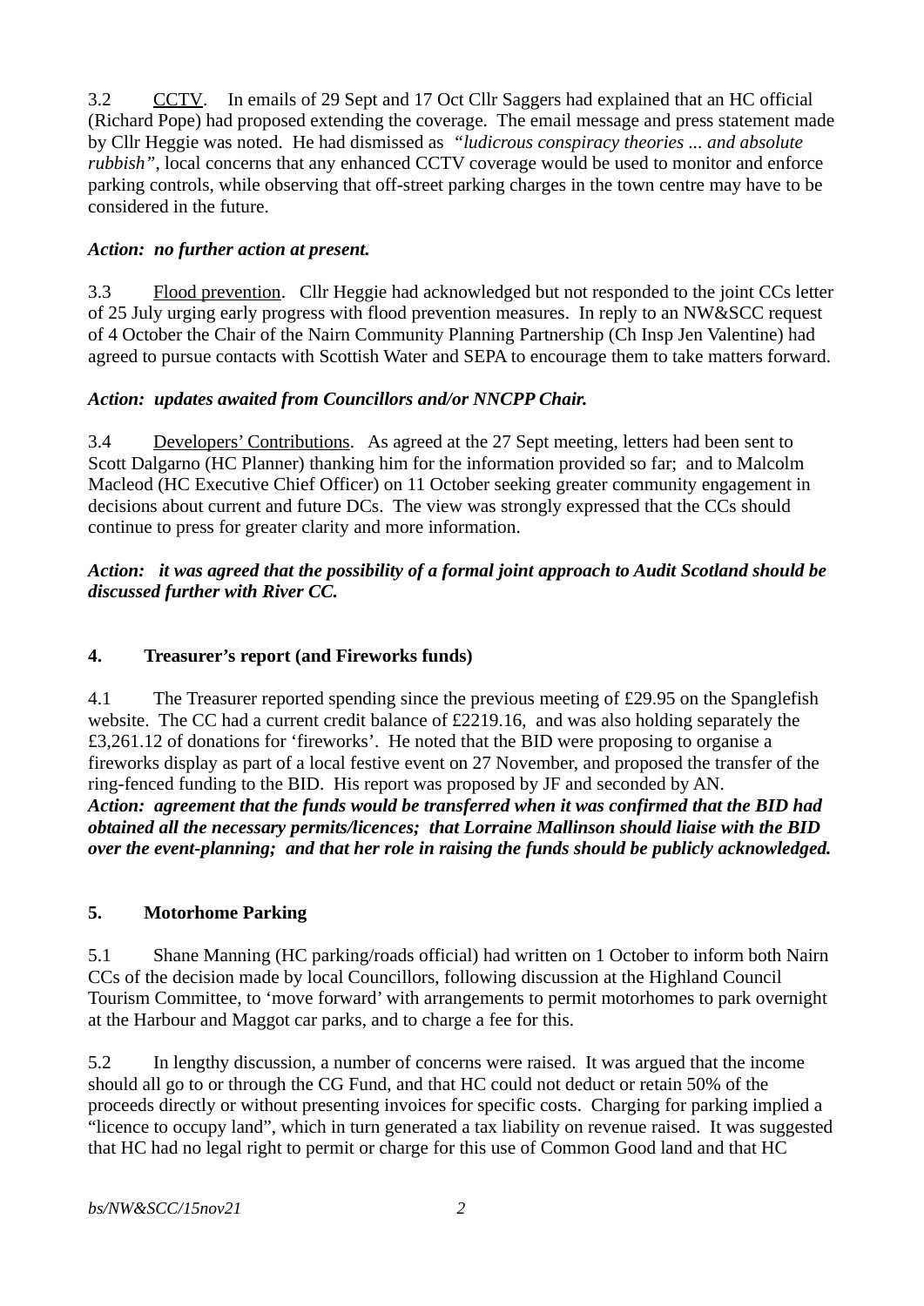3.2 Underlined "CCTV". In emails of 29 Sept and 17 Oct Cllr Saggers had explained that an HC official (Richard Pope) had proposed extending the coverage. The email message and press statement made by Cllr Heggie was noted. He had dismissed as "*ludicrous conspiracy theories ... and absolute rubbish*", local concerns that any enhanced CCTV coverage would be used to monitor and enforce parking controls, while observing that off-street parking charges in the town centre may have to be considered in the future.

***Action: no further action at present.***

3.3 Flood prevention. Cllr Heggie had acknowledged but not responded to the joint CCs letter of 25 July urging early progress with flood prevention measures. In reply to an NW&SCC request of 4 October the Chair of the Nairn Community Planning Partnership (Ch Insp Jen Valentine) had agreed to pursue contacts with Scottish Water and SEPA to encourage them to take matters forward.

***Action: updates awaited from Councillors and/or NNCPP Chair.***

3.4 Developers' Contributions. As agreed at the 27 Sept meeting, letters had been sent to Scott Dalgarno (HC Planner) thanking him for the information provided so far; and to Malcolm Macleod (HC Executive Chief Officer) on 11 October seeking greater community engagement in decisions about current and future DCs. The view was strongly expressed that the CCs should continue to press for greater clarity and more information.

***Action: it was agreed that the possibility of a formal joint approach to Audit Scotland should be discussed further with River CC.***

## 4. Treasurer's report (and Fireworks funds)

4.1 The Treasurer reported spending since the previous meeting of £29.95 on the Spanglefish website. The CC had a current credit balance of £2219.16, and was also holding separately the £3,261.12 of donations for 'fireworks'. He noted that the BID were proposing to organise a fireworks display as part of a local festive event on 27 November, and proposed the transfer of the ring-fenced funding to the BID. His report was proposed by JF and seconded by AN.
***Action: agreement that the funds would be transferred when it was confirmed that the BID had obtained all the necessary permits/licences; that Lorraine Mallinson should liaise with the BID over the event-planning; and that her role in raising the funds should be publicly acknowledged.***

## 5. Motorhome Parking

5.1 Shane Manning (HC parking/roads official) had written on 1 October to inform both Nairn CCs of the decision made by local Councillors, following discussion at the Highland Council Tourism Committee, to 'move forward' with arrangements to permit motorhomes to park overnight at the Harbour and Maggot car parks, and to charge a fee for this.

5.2 In lengthy discussion, a number of concerns were raised. It was argued that the income should all go to or through the CG Fund, and that HC could not deduct or retain 50% of the proceeds directly or without presenting invoices for specific costs. Charging for parking implied a "licence to occupy land", which in turn generated a tax liability on revenue raised. It was suggested that HC had no legal right to permit or charge for this use of Common Good land and that HC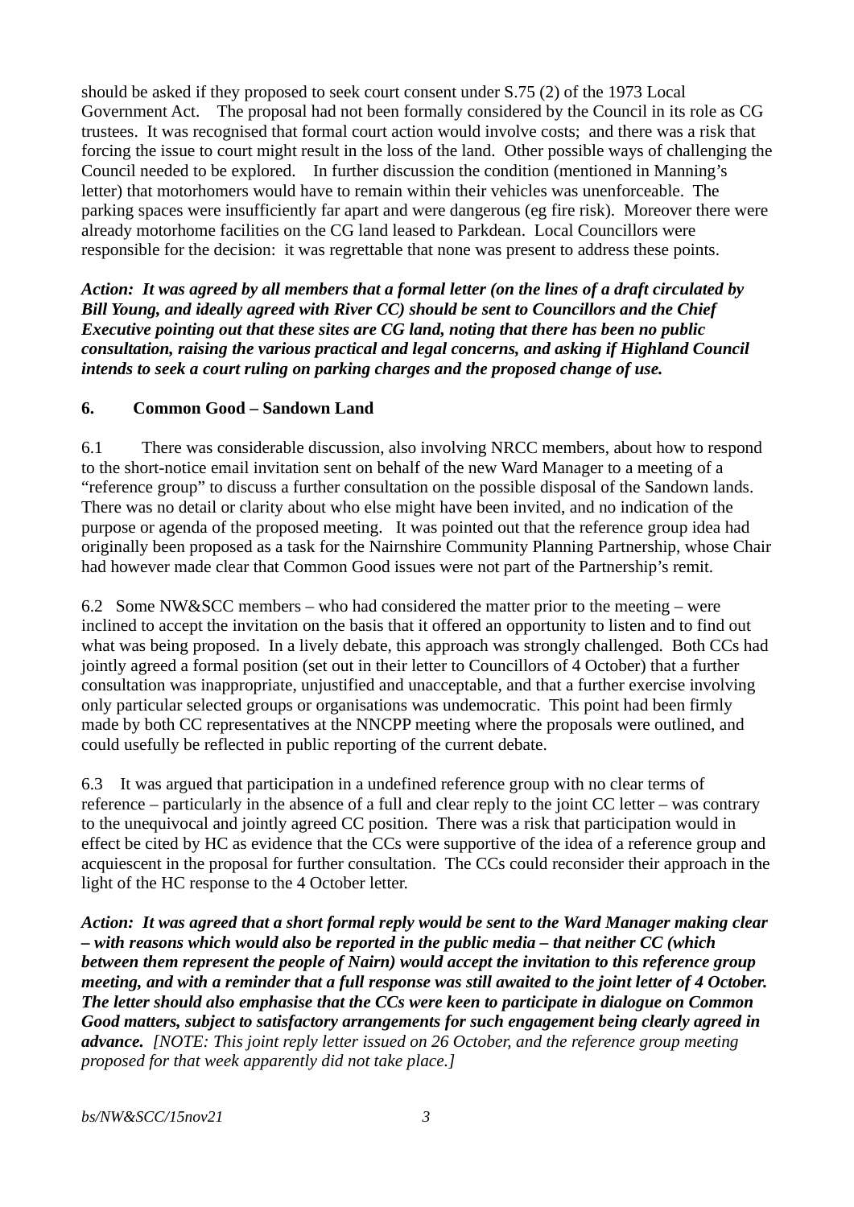should be asked if they proposed to seek court consent under S.75 (2) of the 1973 Local Government Act. The proposal had not been formally considered by the Council in its role as CG trustees. It was recognised that formal court action would involve costs; and there was a risk that forcing the issue to court might result in the loss of the land. Other possible ways of challenging the Council needed to be explored. In further discussion the condition (mentioned in Manning's letter) that motorhomers would have to remain within their vehicles was unenforceable. The parking spaces were insufficiently far apart and were dangerous (eg fire risk). Moreover there were already motorhome facilities on the CG land leased to Parkdean. Local Councillors were responsible for the decision: it was regrettable that none was present to address these points.

***Action: It was agreed by all members that a formal letter (on the lines of a draft circulated by Bill Young, and ideally agreed with River CC) should be sent to Councillors and the Chief Executive pointing out that these sites are CG land, noting that there has been no public consultation, raising the various practical and legal concerns, and asking if Highland Council intends to seek a court ruling on parking charges and the proposed change of use.***

**6. Common Good – Sandown Land**

6.1 There was considerable discussion, also involving NRCC members, about how to respond to the short-notice email invitation sent on behalf of the new Ward Manager to a meeting of a "reference group" to discuss a further consultation on the possible disposal of the Sandown lands. There was no detail or clarity about who else might have been invited, and no indication of the purpose or agenda of the proposed meeting. It was pointed out that the reference group idea had originally been proposed as a task for the Nairnshire Community Planning Partnership, whose Chair had however made clear that Common Good issues were not part of the Partnership's remit.

6.2 Some NW&SCC members – who had considered the matter prior to the meeting – were inclined to accept the invitation on the basis that it offered an opportunity to listen and to find out what was being proposed. In a lively debate, this approach was strongly challenged. Both CCs had jointly agreed a formal position (set out in their letter to Councillors of 4 October) that a further consultation was inappropriate, unjustified and unacceptable, and that a further exercise involving only particular selected groups or organisations was undemocratic. This point had been firmly made by both CC representatives at the NNCPP meeting where the proposals were outlined, and could usefully be reflected in public reporting of the current debate.

6.3 It was argued that participation in a undefined reference group with no clear terms of reference – particularly in the absence of a full and clear reply to the joint CC letter – was contrary to the unequivocal and jointly agreed CC position. There was a risk that participation would in effect be cited by HC as evidence that the CCs were supportive of the idea of a reference group and acquiescent in the proposal for further consultation. The CCs could reconsider their approach in the light of the HC response to the 4 October letter.

***Action: It was agreed that a short formal reply would be sent to the Ward Manager making clear – with reasons which would also be reported in the public media – that neither CC (which between them represent the people of Nairn) would accept the invitation to this reference group meeting, and with a reminder that a full response was still awaited to the joint letter of 4 October. The letter should also emphasise that the CCs were keen to participate in dialogue on Common Good matters, subject to satisfactory arrangements for such engagement being clearly agreed in advance.*** *[NOTE: This joint reply letter issued on 26 October, and the reference group meeting proposed for that week apparently did not take place.]*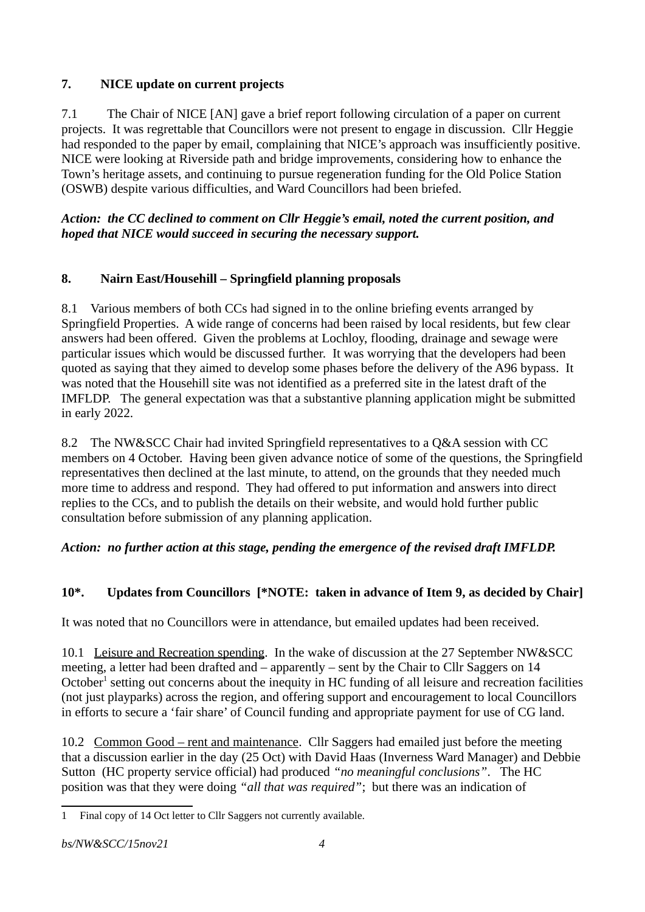## 7. NICE update on current projects

7.1 The Chair of NICE [AN] gave a brief report following circulation of a paper on current projects. It was regrettable that Councillors were not present to engage in discussion. Cllr Heggie had responded to the paper by email, complaining that NICE's approach was insufficiently positive. NICE were looking at Riverside path and bridge improvements, considering how to enhance the Town's heritage assets, and continuing to pursue regeneration funding for the Old Police Station (OSWB) despite various difficulties, and Ward Councillors had been briefed.

***Action: the CC declined to comment on Cllr Heggie's email, noted the current position, and hoped that NICE would succeed in securing the necessary support.***

## 8. Nairn East/Househill – Springfield planning proposals

8.1 Various members of both CCs had signed in to the online briefing events arranged by Springfield Properties. A wide range of concerns had been raised by local residents, but few clear answers had been offered. Given the problems at Lochloy, flooding, drainage and sewage were particular issues which would be discussed further. It was worrying that the developers had been quoted as saying that they aimed to develop some phases before the delivery of the A96 bypass. It was noted that the Househill site was not identified as a preferred site in the latest draft of the IMFLDP. The general expectation was that a substantive planning application might be submitted in early 2022.

8.2 The NW&SCC Chair had invited Springfield representatives to a Q&A session with CC members on 4 October. Having been given advance notice of some of the questions, the Springfield representatives then declined at the last minute, to attend, on the grounds that they needed much more time to address and respond. They had offered to put information and answers into direct replies to the CCs, and to publish the details on their website, and would hold further public consultation before submission of any planning application.

***Action: no further action at this stage, pending the emergence of the revised draft IMFLDP.***

## 10*. Updates from Councillors [*NOTE: taken in advance of Item 9, as decided by Chair]

It was noted that no Councillors were in attendance, but emailed updates had been received.

10.1 Leisure and Recreation spending. In the wake of discussion at the 27 September NW&SCC meeting, a letter had been drafted and – apparently – sent by the Chair to Cllr Saggers on 14 October[1] setting out concerns about the inequity in HC funding of all leisure and recreation facilities (not just playparks) across the region, and offering support and encouragement to local Councillors in efforts to secure a 'fair share' of Council funding and appropriate payment for use of CG land.

10.2 Common Good – rent and maintenance. Cllr Saggers had emailed just before the meeting that a discussion earlier in the day (25 Oct) with David Haas (Inverness Ward Manager) and Debbie Sutton (HC property service official) had produced *"no meaningful conclusions"*. The HC position was that they were doing *"all that was required"*; but there was an indication of

1 Final copy of 14 Oct letter to Cllr Saggers not currently available.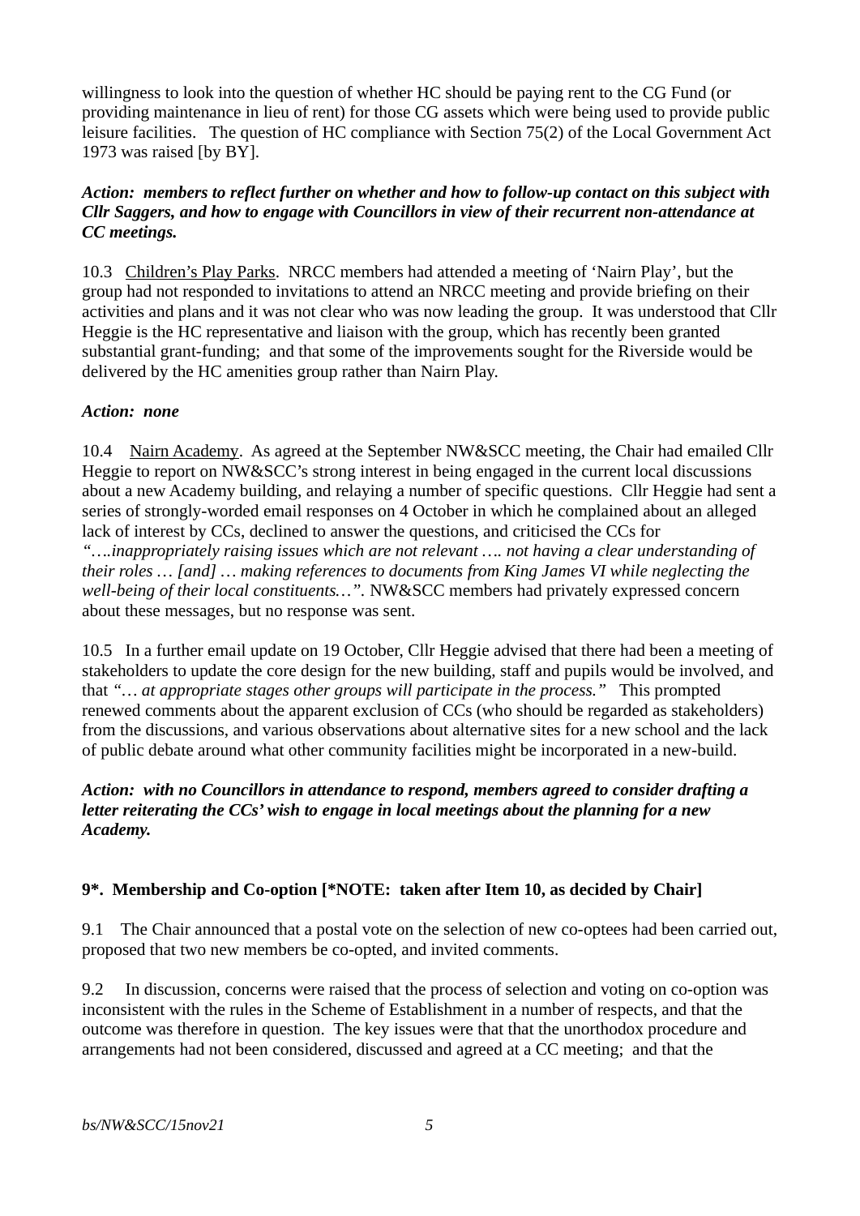willingness to look into the question of whether HC should be paying rent to the CG Fund (or providing maintenance in lieu of rent) for those CG assets which were being used to provide public leisure facilities.   The question of HC compliance with Section 75(2) of the Local Government Act 1973 was raised [by BY].

***Action:  members to reflect further on whether and how to follow-up contact on this subject with Cllr Saggers, and how to engage with Councillors in view of their recurrent non-attendance at CC meetings.***

10.3   Children's Play Parks.  NRCC members had attended a meeting of 'Nairn Play', but the group had not responded to invitations to attend an NRCC meeting and provide briefing on their activities and plans and it was not clear who was now leading the group.  It was understood that Cllr Heggie is the HC representative and liaison with the group, which has recently been granted substantial grant-funding;  and that some of the improvements sought for the Riverside would be delivered by the HC amenities group rather than Nairn Play.

***Action:  none***

10.4    Nairn Academy.  As agreed at the September NW&SCC meeting, the Chair had emailed Cllr Heggie to report on NW&SCC's strong interest in being engaged in the current local discussions about a new Academy building, and relaying a number of specific questions.  Cllr Heggie had sent a series of strongly-worded email responses on 4 October in which he complained about an alleged lack of interest by CCs, declined to answer the questions, and criticised the CCs for *"….inappropriately raising issues which are not relevant …. not having a clear understanding of their roles … [and] … making references to documents from King James VI while neglecting the well-being of their local constituents…".* NW&SCC members had privately expressed concern about these messages, but no response was sent.

10.5   In a further email update on 19 October, Cllr Heggie advised that there had been a meeting of stakeholders to update the core design for the new building, staff and pupils would be involved, and that *"… at appropriate stages other groups will participate in the process."*   This prompted renewed comments about the apparent exclusion of CCs (who should be regarded as stakeholders) from the discussions, and various observations about alternative sites for a new school and the lack of public debate around what other community facilities might be incorporated in a new-build.

***Action:  with no Councillors in attendance to respond, members agreed to consider drafting a letter reiterating the CCs' wish to engage in local meetings about the planning for a new Academy.***

**9*.  Membership and Co-option [*NOTE:  taken after Item 10, as decided by Chair]**

9.1    The Chair announced that a postal vote on the selection of new co-optees had been carried out, proposed that two new members be co-opted, and invited comments.

9.2     In discussion, concerns were raised that the process of selection and voting on co-option was inconsistent with the rules in the Scheme of Establishment in a number of respects, and that the outcome was therefore in question.  The key issues were that that the unorthodox procedure and arrangements had not been considered, discussed and agreed at a CC meeting;  and that the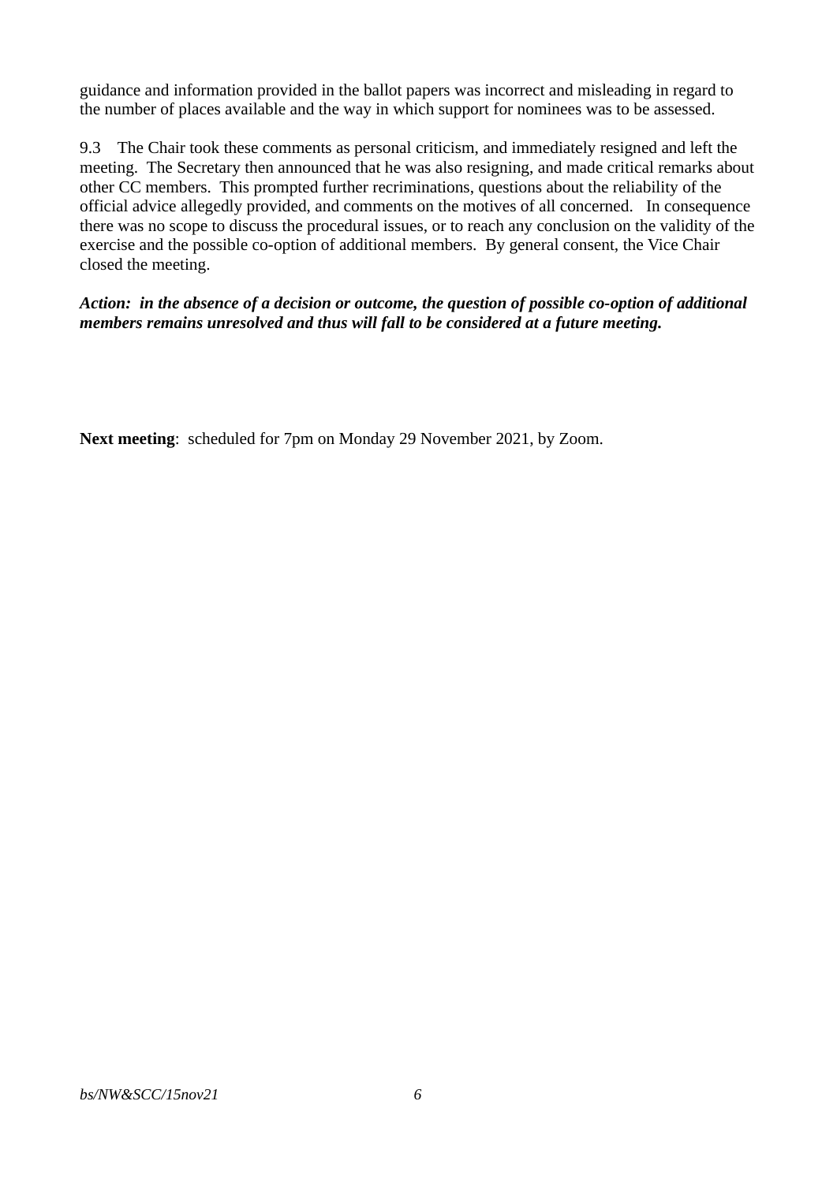guidance and information provided in the ballot papers was incorrect and misleading in regard to the number of places available and the way in which support for nominees was to be assessed.

9.3 The Chair took these comments as personal criticism, and immediately resigned and left the meeting. The Secretary then announced that he was also resigning, and made critical remarks about other CC members. This prompted further recriminations, questions about the reliability of the official advice allegedly provided, and comments on the motives of all concerned. In consequence there was no scope to discuss the procedural issues, or to reach any conclusion on the validity of the exercise and the possible co-option of additional members. By general consent, the Vice Chair closed the meeting.

***Action: in the absence of a decision or outcome, the question of possible co-option of additional members remains unresolved and thus will fall to be considered at a future meeting.***

**Next meeting**: scheduled for 7pm on Monday 29 November 2021, by Zoom.